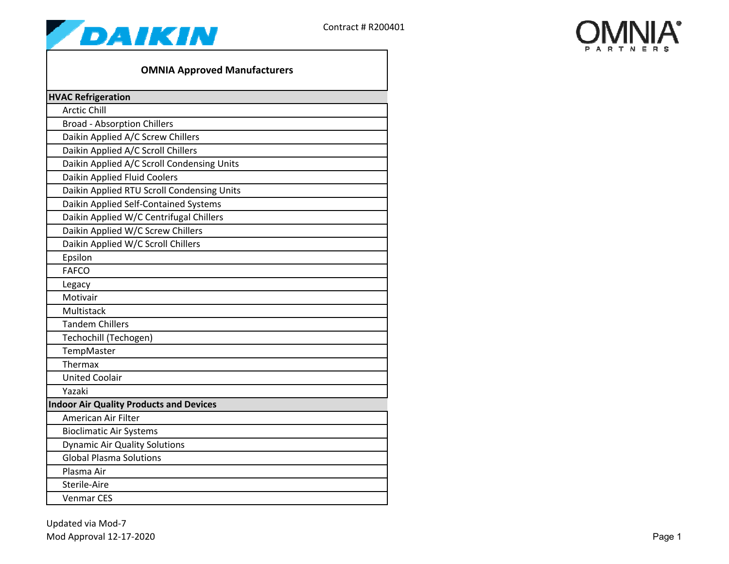DAIKIN

Contract # R200401

OMNIA PARTNERS

| OMNIA Approved Manufacturers |
|---|
| **HVAC Refrigeration** |
| Arctic Chill |
| Broad - Absorption Chillers |
| Daikin Applied A/C Screw Chillers |
| Daikin Applied A/C Scroll Chillers |
| Daikin Applied A/C Scroll Condensing Units |
| Daikin Applied Fluid Coolers |
| Daikin Applied RTU Scroll Condensing Units |
| Daikin Applied Self-Contained Systems |
| Daikin Applied W/C Centrifugal Chillers |
| Daikin Applied W/C Screw Chillers |
| Daikin Applied W/C Scroll Chillers |
| Epsilon |
| FAFCO |
| Legacy |
| Motivair |
| Multistack |
| Tandem Chillers |
| Techochill (Techogen) |
| TempMaster |
| Thermax |
| United Coolair |
| Yazaki |
| **Indoor Air Quality Products and Devices** |
| American Air Filter |
| Bioclimatic Air Systems |
| Dynamic Air Quality Solutions |
| Global Plasma Solutions |
| Plasma Air |
| Sterile-Aire |
| Venmar CES |

Updated via Mod-7
Mod Approval 12-17-2020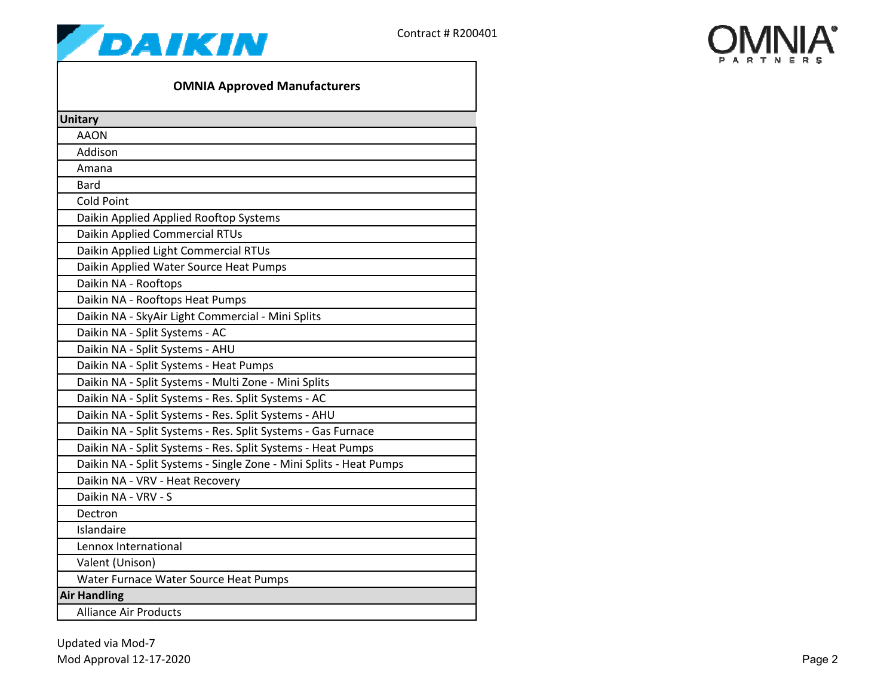Contract # R200401

| OMNIA Approved Manufacturers |
|---|
| **Unitary** |
| AAON |
| Addison |
| Amana |
| Bard |
| Cold Point |
| Daikin Applied Applied Rooftop Systems |
| Daikin Applied Commercial RTUs |
| Daikin Applied Light Commercial RTUs |
| Daikin Applied Water Source Heat Pumps |
| Daikin NA - Rooftops |
| Daikin NA - Rooftops Heat Pumps |
| Daikin NA - SkyAir Light Commercial - Mini Splits |
| Daikin NA - Split Systems - AC |
| Daikin NA - Split Systems - AHU |
| Daikin NA - Split Systems - Heat Pumps |
| Daikin NA - Split Systems - Multi Zone - Mini Splits |
| Daikin NA - Split Systems - Res. Split Systems - AC |
| Daikin NA - Split Systems - Res. Split Systems - AHU |
| Daikin NA - Split Systems - Res. Split Systems - Gas Furnace |
| Daikin NA - Split Systems - Res. Split Systems - Heat Pumps |
| Daikin NA - Split Systems - Single Zone - Mini Splits - Heat Pumps |
| Daikin NA - VRV - Heat Recovery |
| Daikin NA - VRV - S |
| Dectron |
| Islandaire |
| Lennox International |
| Valent (Unison) |
| Water Furnace Water Source Heat Pumps |
| **Air Handling** |
| Alliance Air Products |

Updated via Mod-7
Mod Approval 12-17-2020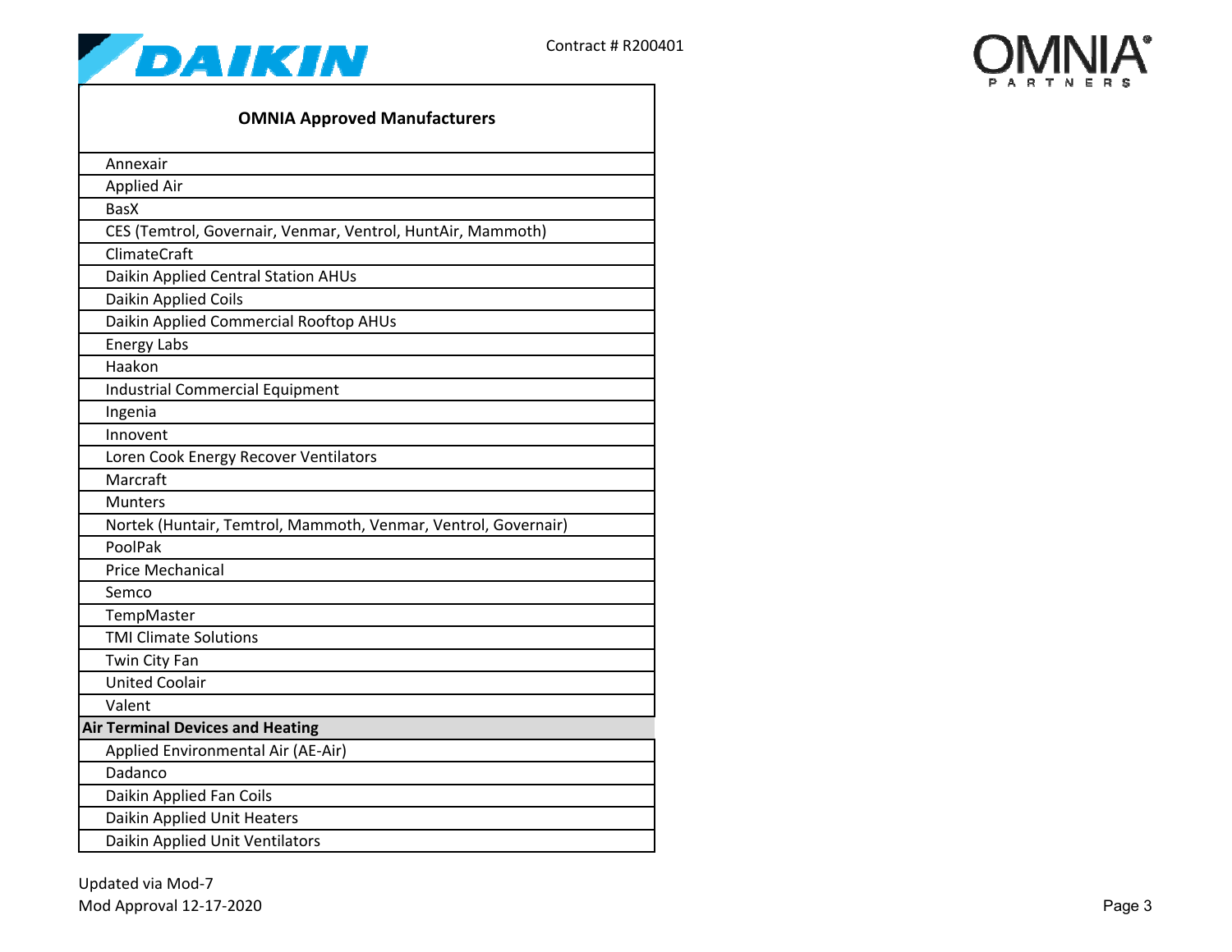Contract # R200401

| OMNIA Approved Manufacturers |
|---|
| Annexair |
| Applied Air |
| BasX |
| CES (Temtrol, Governair, Venmar, Ventrol, HuntAir, Mammoth) |
| ClimateCraft |
| Daikin Applied Central Station AHUs |
| Daikin Applied Coils |
| Daikin Applied Commercial Rooftop AHUs |
| Energy Labs |
| Haakon |
| Industrial Commercial Equipment |
| Ingenia |
| Innovent |
| Loren Cook Energy Recover Ventilators |
| Marcraft |
| Munters |
| Nortek (Huntair, Temtrol, Mammoth, Venmar, Ventrol, Governair) |
| PoolPak |
| Price Mechanical |
| Semco |
| TempMaster |
| TMI Climate Solutions |
| Twin City Fan |
| United Coolair |
| Valent |
| **Air Terminal Devices and Heating** |
| Applied Environmental Air (AE-Air) |
| Dadanco |
| Daikin Applied Fan Coils |
| Daikin Applied Unit Heaters |
| Daikin Applied Unit Ventilators |

Updated via Mod-7
Mod Approval 12-17-2020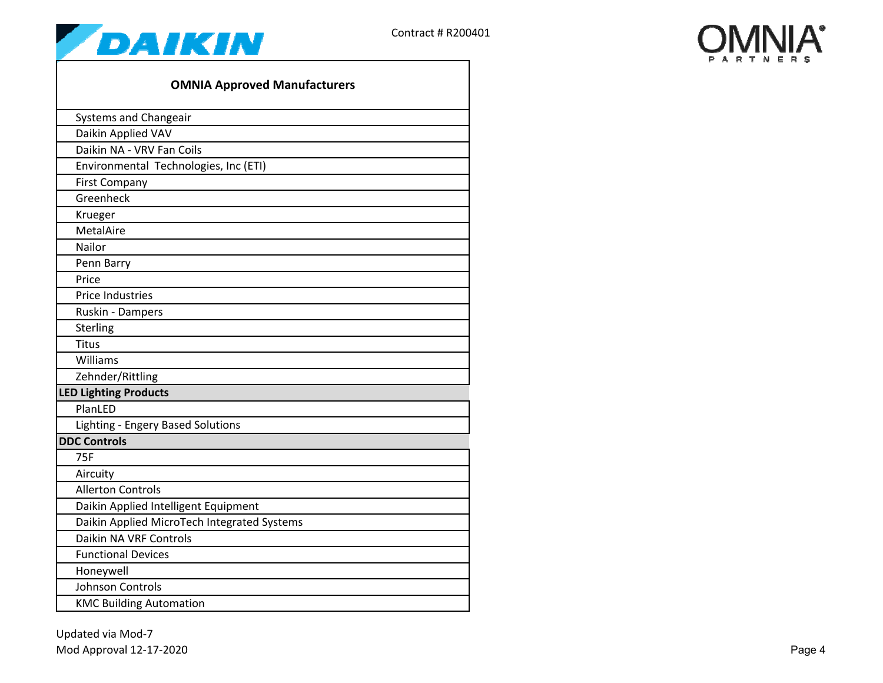Contract # R200401

| OMNIA Approved Manufacturers |
|---|
| Systems and Changeair |
| Daikin Applied VAV |
| Daikin NA - VRV Fan Coils |
| Environmental Technologies, Inc (ETI) |
| First Company |
| Greenheck |
| Krueger |
| MetalAire |
| Nailor |
| Penn Barry |
| Price |
| Price Industries |
| Ruskin - Dampers |
| Sterling |
| Titus |
| Williams |
| Zehnder/Rittling |
| **LED Lighting Products** |
| PlanLED |
| Lighting - Engery Based Solutions |
| **DDC Controls** |
| 75F |
| Aircuity |
| Allerton Controls |
| Daikin Applied Intelligent Equipment |
| Daikin Applied MicroTech Integrated Systems |
| Daikin NA VRF Controls |
| Functional Devices |
| Honeywell |
| Johnson Controls |
| KMC Building Automation |

Updated via Mod-7
Mod Approval 12-17-2020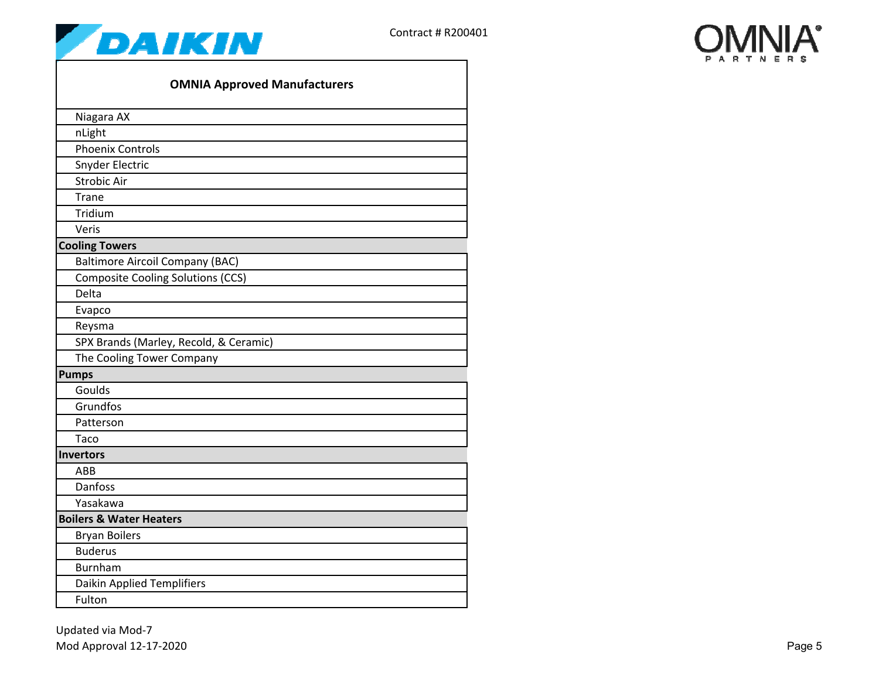Contract # R200401

| OMNIA Approved Manufacturers |
|---|
| Niagara AX |
| nLight |
| Phoenix Controls |
| Snyder Electric |
| Strobic Air |
| Trane |
| Tridium |
| Veris |
| **Cooling Towers** |
| Baltimore Aircoil Company (BAC) |
| Composite Cooling Solutions (CCS) |
| Delta |
| Evapco |
| Reysma |
| SPX Brands (Marley, Recold, & Ceramic) |
| The Cooling Tower Company |
| **Pumps** |
| Goulds |
| Grundfos |
| Patterson |
| Taco |
| **Invertors** |
| ABB |
| Danfoss |
| Yasakawa |
| **Boilers & Water Heaters** |
| Bryan Boilers |
| Buderus |
| Burnham |
| Daikin Applied Templifiers |
| Fulton |

Updated via Mod-7
Mod Approval 12-17-2020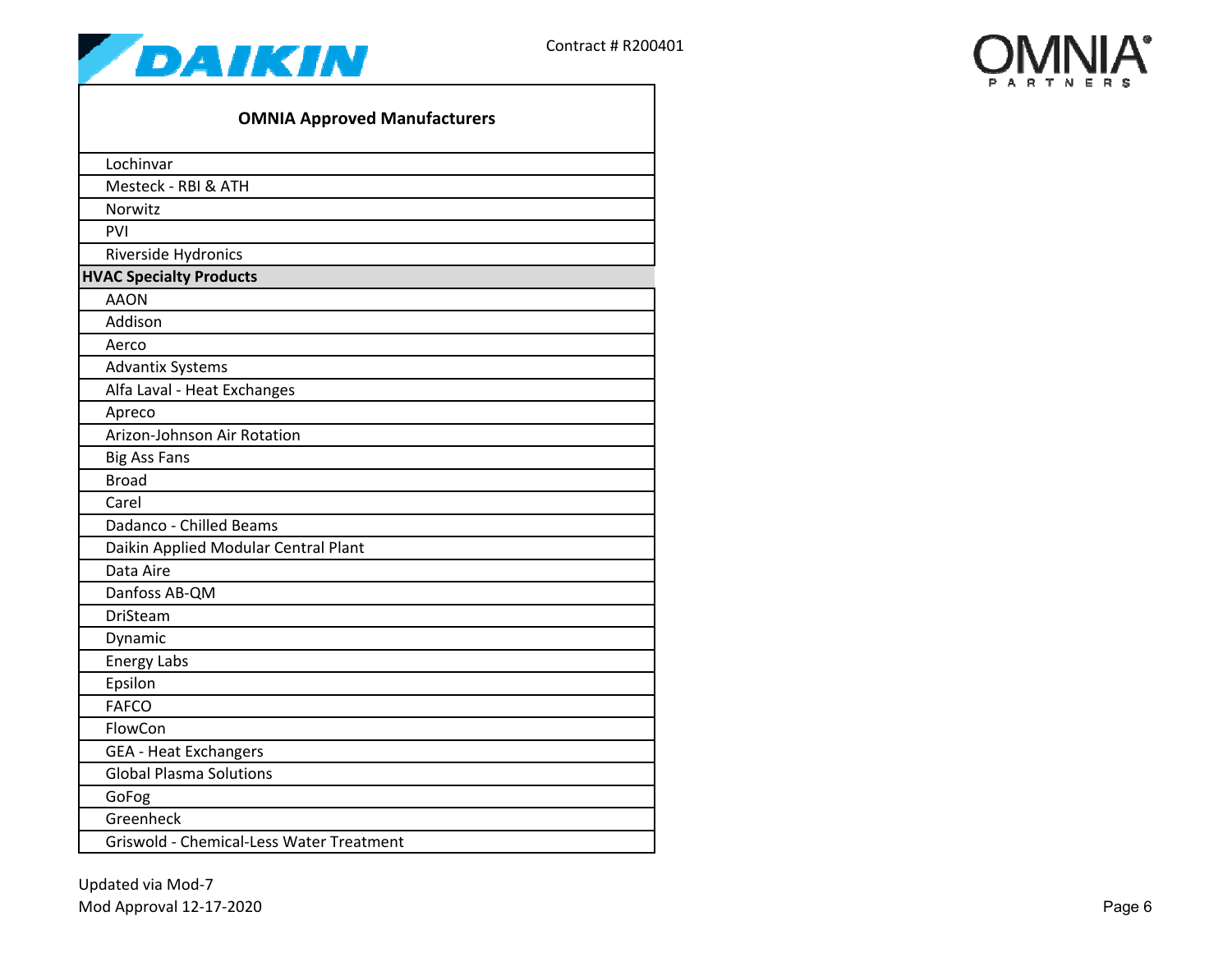Contract # R200401

| OMNIA Approved Manufacturers |
|---|
| Lochinvar |
| Mesteck - RBI & ATH |
| Norwitz |
| PVI |
| Riverside Hydronics |
| **HVAC Specialty Products** |
| AAON |
| Addison |
| Aerco |
| Advantix Systems |
| Alfa Laval - Heat Exchanges |
| Apreco |
| Arizon-Johnson Air Rotation |
| Big Ass Fans |
| Broad |
| Carel |
| Dadanco - Chilled Beams |
| Daikin Applied Modular Central Plant |
| Data Aire |
| Danfoss AB-QM |
| DriSteam |
| Dynamic |
| Energy Labs |
| Epsilon |
| FAFCO |
| FlowCon |
| GEA - Heat Exchangers |
| Global Plasma Solutions |
| GoFog |
| Greenheck |
| Griswold - Chemical-Less Water Treatment |

Updated via Mod-7
Mod Approval 12-17-2020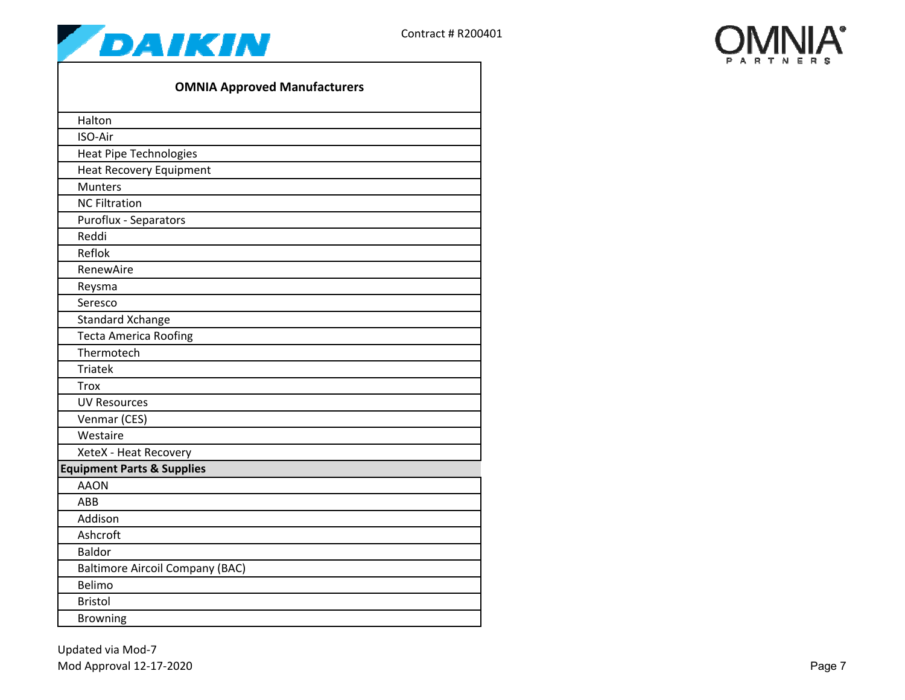Contract # R200401

| OMNIA Approved Manufacturers |
| --- |
| Halton |
| ISO-Air |
| Heat Pipe Technologies |
| Heat Recovery Equipment |
| Munters |
| NC Filtration |
| Puroflux - Separators |
| Reddi |
| Reflok |
| RenewAire |
| Reysma |
| Seresco |
| Standard Xchange |
| Tecta America Roofing |
| Thermotech |
| Triatek |
| Trox |
| UV Resources |
| Venmar (CES) |
| Westaire |
| XeteX - Heat Recovery |
| **Equipment Parts & Supplies** |
| AAON |
| ABB |
| Addison |
| Ashcroft |
| Baldor |
| Baltimore Aircoil Company (BAC) |
| Belimo |
| Bristol |
| Browning |

Updated via Mod-7
Mod Approval 12-17-2020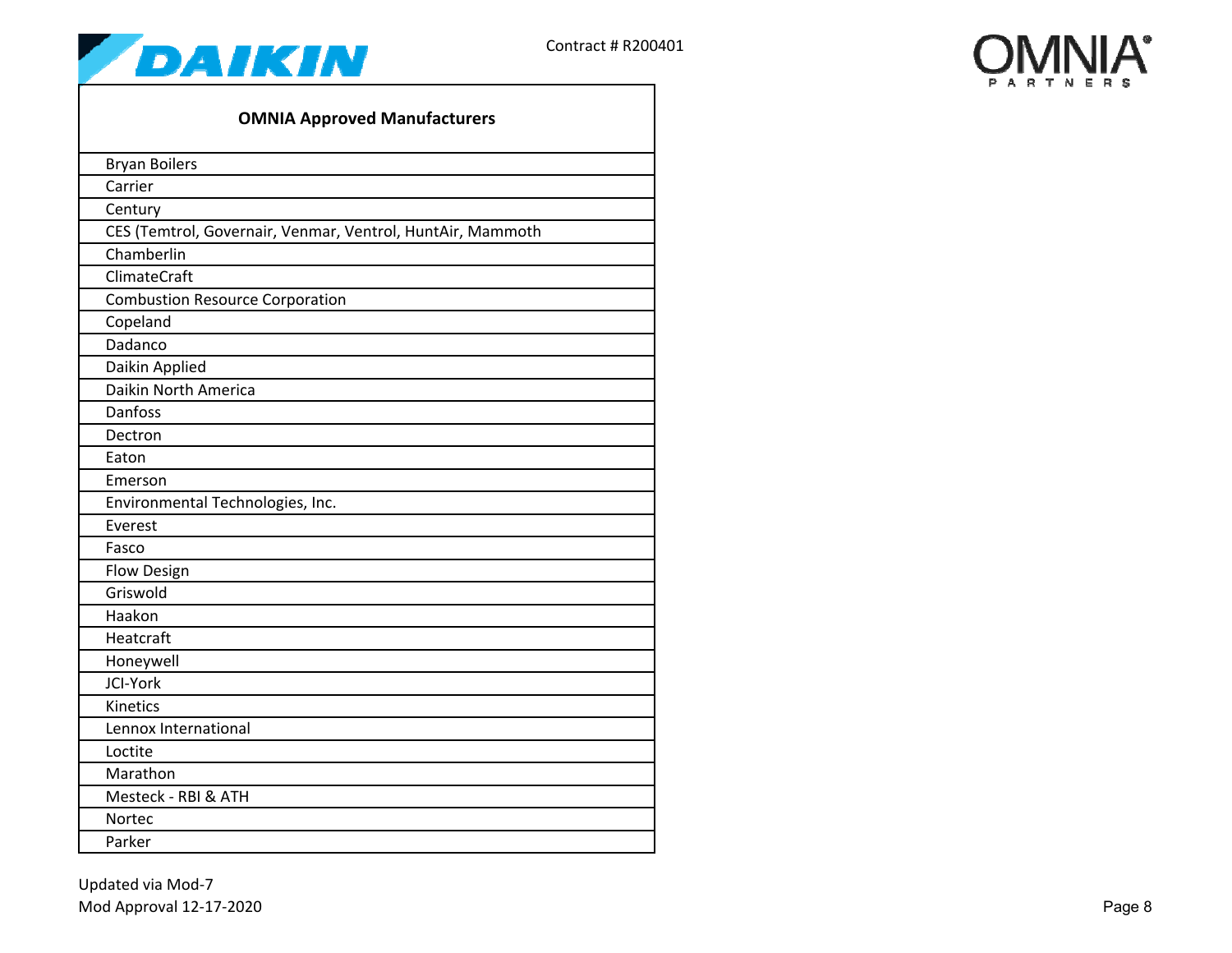Contract # R200401

| OMNIA Approved Manufacturers |
|---|
| Bryan Boilers |
| Carrier |
| Century |
| CES (Temtrol, Governair, Venmar, Ventrol, HuntAir, Mammoth |
| Chamberlin |
| ClimateCraft |
| Combustion Resource Corporation |
| Copeland |
| Dadanco |
| Daikin Applied |
| Daikin North America |
| Danfoss |
| Dectron |
| Eaton |
| Emerson |
| Environmental Technologies, Inc. |
| Everest |
| Fasco |
| Flow Design |
| Griswold |
| Haakon |
| Heatcraft |
| Honeywell |
| JCI-York |
| Kinetics |
| Lennox International |
| Loctite |
| Marathon |
| Mesteck - RBI & ATH |
| Nortec |
| Parker |

Updated via Mod-7
Mod Approval 12-17-2020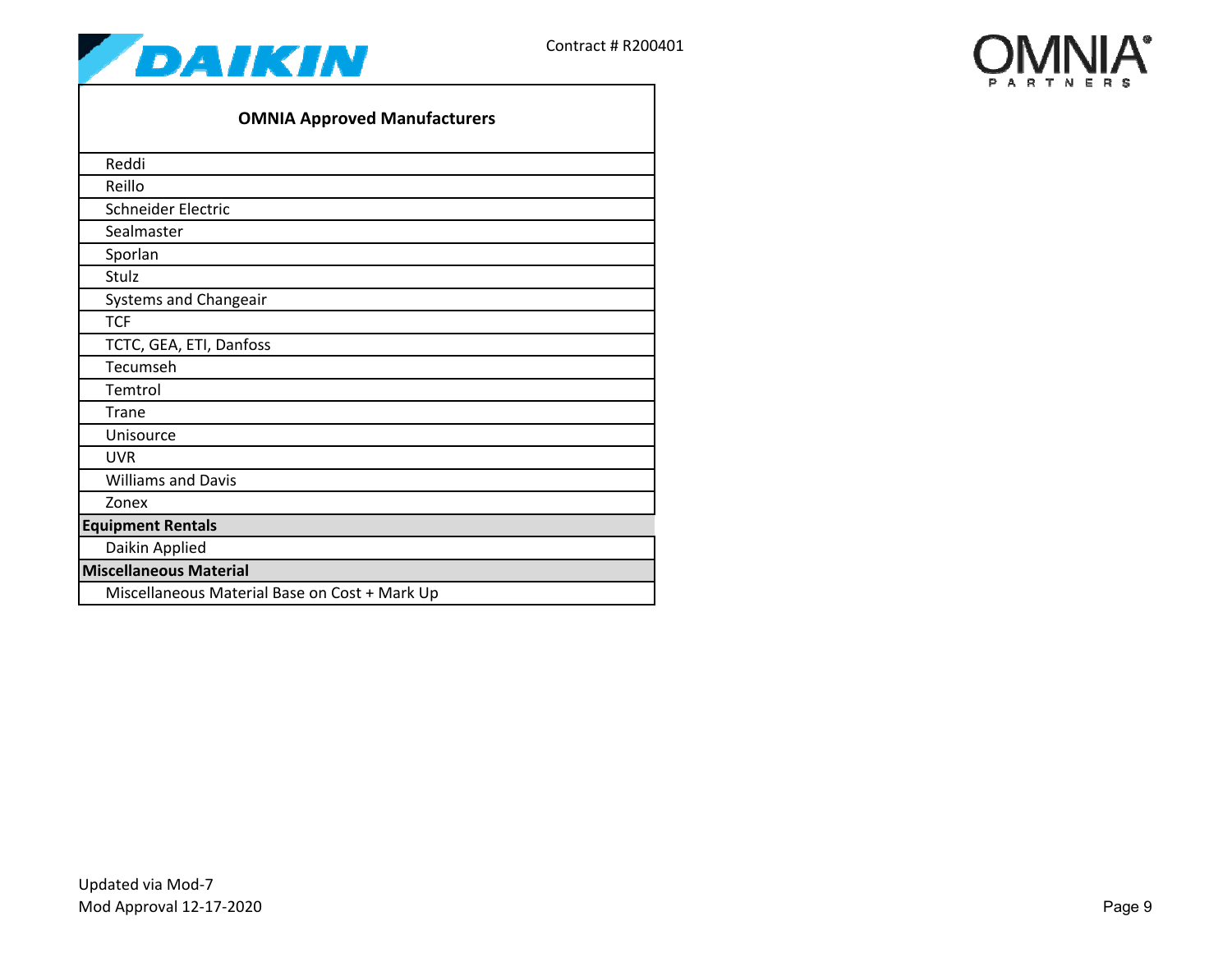Contract # R200401

| OMNIA Approved Manufacturers |
| --- |
| Reddi |
| Reillo |
| Schneider Electric |
| Sealmaster |
| Sporlan |
| Stulz |
| Systems and Changeair |
| TCF |
| TCTC, GEA, ETI, Danfoss |
| Tecumseh |
| Temtrol |
| Trane |
| Unisource |
| UVR |
| Williams and Davis |
| Zonex |
| **Equipment Rentals** |
| Daikin Applied |
| **Miscellaneous Material** |
| Miscellaneous Material Base on Cost + Mark Up |

Updated via Mod-7
Mod Approval 12-17-2020